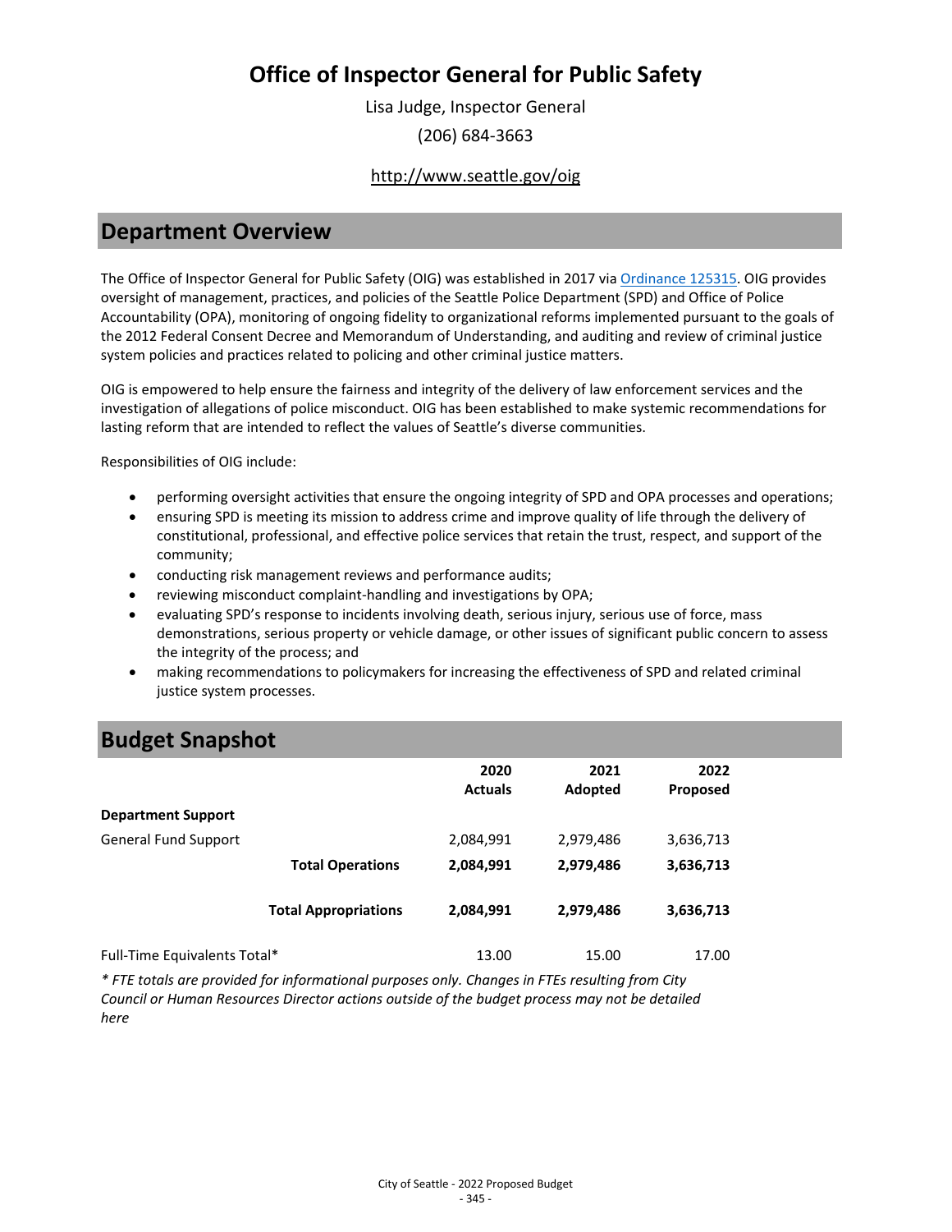# Office of Inspector General for Public Safety

Lisa Judge, Inspector General

(206) 684-3663

http://www.seattle.gov/oig

## Department Overview

The Office of Inspector General for Public Safety (OIG) was established in 2017 via Ordinance 125315. OIG provides oversight of management, practices, and policies of the Seattle Police Department (SPD) and Office of Police Accountability (OPA), monitoring of ongoing fidelity to organizational reforms implemented pursuant to the goals of the 2012 Federal Consent Decree and Memorandum of Understanding, and auditing and review of criminal justice system policies and practices related to policing and other criminal justice matters.

OIG is empowered to help ensure the fairness and integrity of the delivery of law enforcement services and the investigation of allegations of police misconduct. OIG has been established to make systemic recommendations for lasting reform that are intended to reflect the values of Seattle's diverse communities.

Responsibilities of OIG include:

- performing oversight activities that ensure the ongoing integrity of SPD and OPA processes and operations;
- ensuring SPD is meeting its mission to address crime and improve quality of life through the delivery of constitutional, professional, and effective police services that retain the trust, respect, and support of the community;
- conducting risk management reviews and performance audits;
- reviewing misconduct complaint-handling and investigations by OPA;
- evaluating SPD's response to incidents involving death, serious injury, serious use of force, mass demonstrations, serious property or vehicle damage, or other issues of significant public concern to assess the integrity of the process; and
- making recommendations to policymakers for increasing the effectiveness of SPD and related criminal justice system processes.

## Budget Snapshot

| | 2020 Actuals | 2021 Adopted | 2022 Proposed |
|---|---|---|---|
| **Department Support** | | | |
| General Fund Support | 2,084,991 | 2,979,486 | 3,636,713 |
| **Total Operations** | **2,084,991** | **2,979,486** | **3,636,713** |
| **Total Appropriations** | **2,084,991** | **2,979,486** | **3,636,713** |
| Full-Time Equivalents Total* | 13.00 | 15.00 | 17.00 |

*\* FTE totals are provided for informational purposes only. Changes in FTEs resulting from City Council or Human Resources Director actions outside of the budget process may not be detailed here*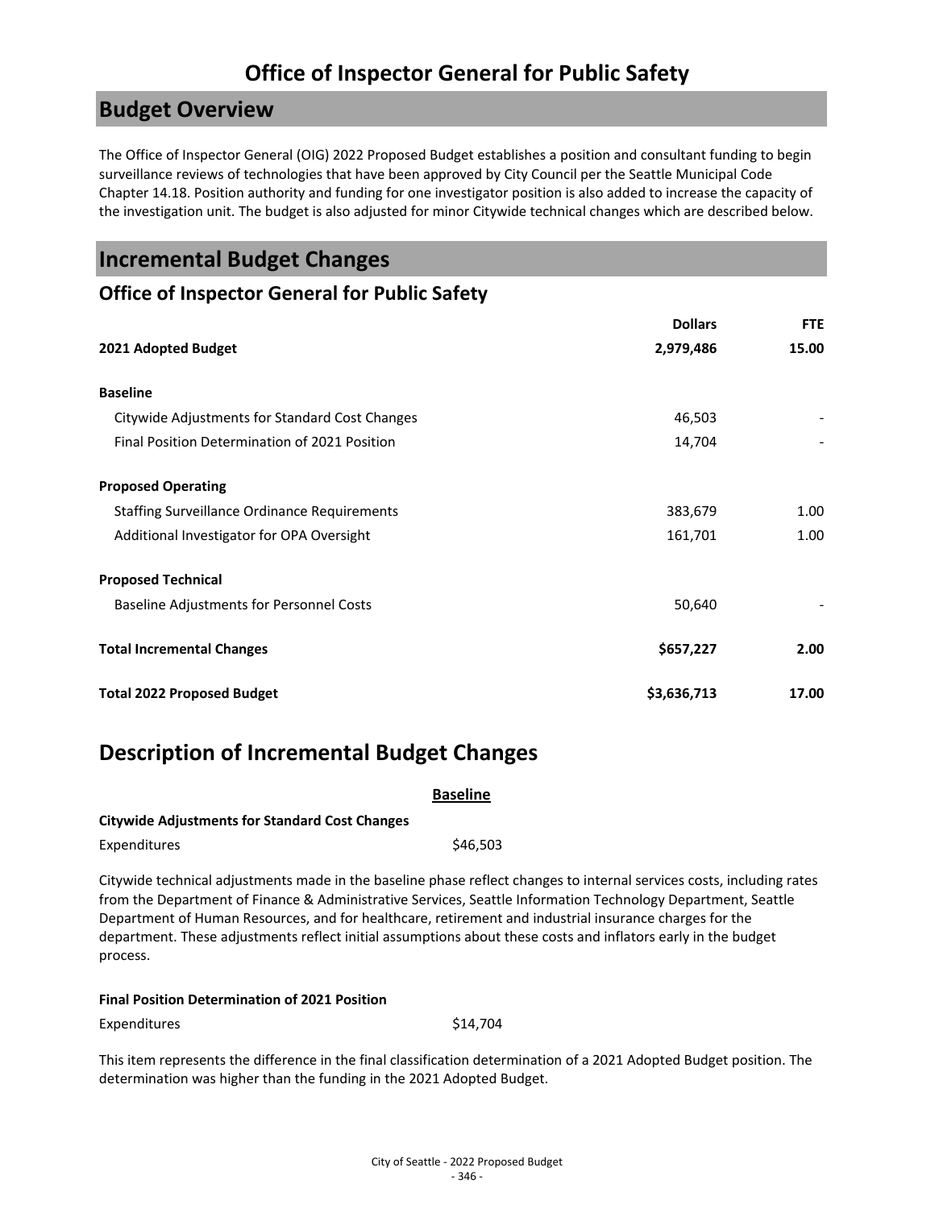# Office of Inspector General for Public Safety

## Budget Overview

The Office of Inspector General (OIG) 2022 Proposed Budget establishes a position and consultant funding to begin surveillance reviews of technologies that have been approved by City Council per the Seattle Municipal Code Chapter 14.18. Position authority and funding for one investigator position is also added to increase the capacity of the investigation unit. The budget is also adjusted for minor Citywide technical changes which are described below.

## Incremental Budget Changes

### Office of Inspector General for Public Safety

| | Dollars | FTE |
|---|---|---|
| **2021 Adopted Budget** | **2,979,486** | **15.00** |
| **Baseline** | | |
| Citywide Adjustments for Standard Cost Changes | 46,503 | - |
| Final Position Determination of 2021 Position | 14,704 | - |
| **Proposed Operating** | | |
| Staffing Surveillance Ordinance Requirements | 383,679 | 1.00 |
| Additional Investigator for OPA Oversight | 161,701 | 1.00 |
| **Proposed Technical** | | |
| Baseline Adjustments for Personnel Costs | 50,640 | - |
| **Total Incremental Changes** | **$657,227** | **2.00** |
| **Total 2022 Proposed Budget** | **$3,636,713** | **17.00** |

## Description of Incremental Budget Changes

**Baseline**

**Citywide Adjustments for Standard Cost Changes**

Expenditures $46,503

Citywide technical adjustments made in the baseline phase reflect changes to internal services costs, including rates from the Department of Finance & Administrative Services, Seattle Information Technology Department, Seattle Department of Human Resources, and for healthcare, retirement and industrial insurance charges for the department. These adjustments reflect initial assumptions about these costs and inflators early in the budget process.

**Final Position Determination of 2021 Position**

Expenditures $14,704

This item represents the difference in the final classification determination of a 2021 Adopted Budget position. The determination was higher than the funding in the 2021 Adopted Budget.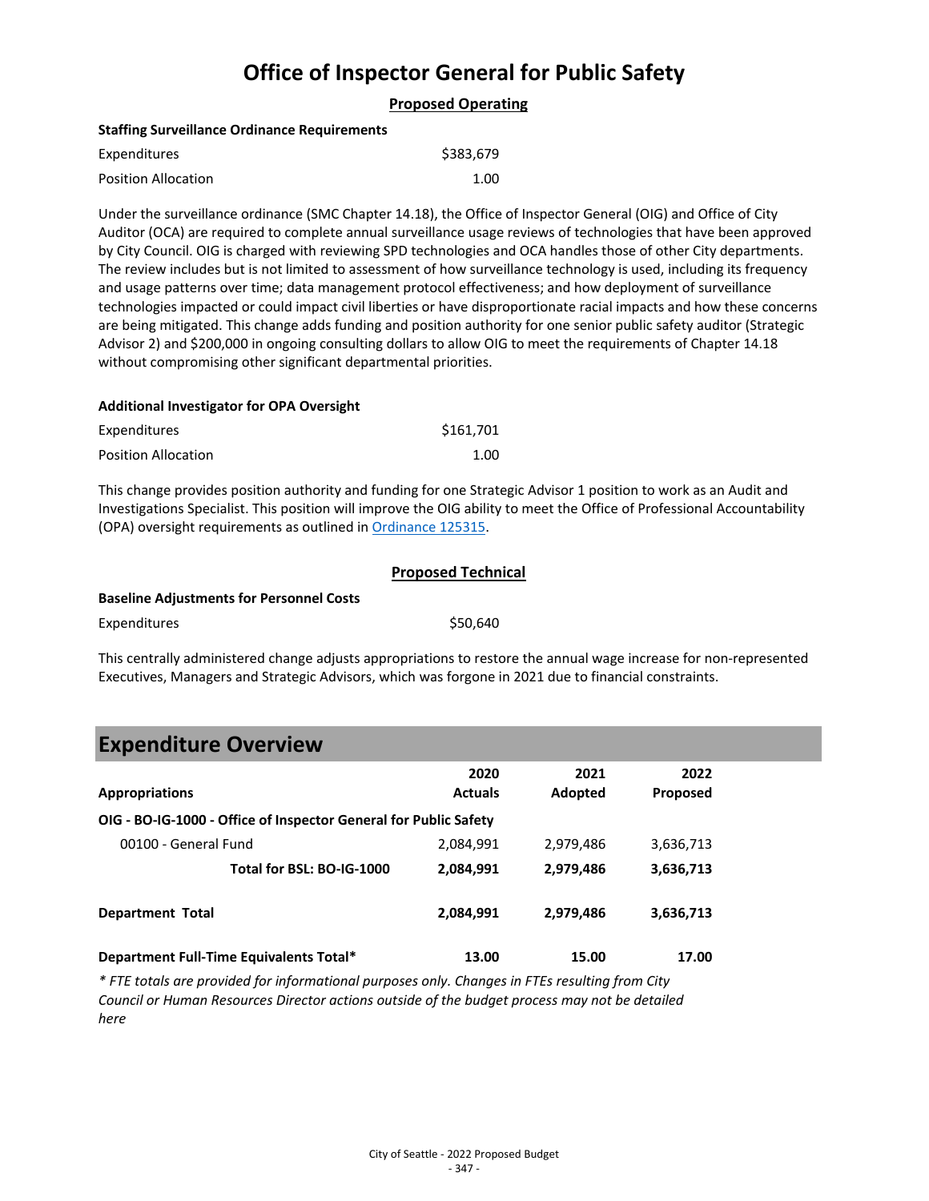# Office of Inspector General for Public Safety

## Proposed Operating

**Staffing Surveillance Ordinance Requirements**

| | |
|---|---|
| Expenditures | $383,679 |
| Position Allocation | 1.00 |

Under the surveillance ordinance (SMC Chapter 14.18), the Office of Inspector General (OIG) and Office of City Auditor (OCA) are required to complete annual surveillance usage reviews of technologies that have been approved by City Council. OIG is charged with reviewing SPD technologies and OCA handles those of other City departments. The review includes but is not limited to assessment of how surveillance technology is used, including its frequency and usage patterns over time; data management protocol effectiveness; and how deployment of surveillance technologies impacted or could impact civil liberties or have disproportionate racial impacts and how these concerns are being mitigated. This change adds funding and position authority for one senior public safety auditor (Strategic Advisor 2) and $200,000 in ongoing consulting dollars to allow OIG to meet the requirements of Chapter 14.18 without compromising other significant departmental priorities.

**Additional Investigator for OPA Oversight**

| | |
|---|---|
| Expenditures | $161,701 |
| Position Allocation | 1.00 |

This change provides position authority and funding for one Strategic Advisor 1 position to work as an Audit and Investigations Specialist. This position will improve the OIG ability to meet the Office of Professional Accountability (OPA) oversight requirements as outlined in Ordinance 125315.

## Proposed Technical

**Baseline Adjustments for Personnel Costs**

| | |
|---|---|
| Expenditures | $50,640 |

This centrally administered change adjusts appropriations to restore the annual wage increase for non-represented Executives, Managers and Strategic Advisors, which was forgone in 2021 due to financial constraints.

## Expenditure Overview

| Appropriations | 2020 Actuals | 2021 Adopted | 2022 Proposed |
|---|---|---|---|
| **OIG - BO-IG-1000 - Office of Inspector General for Public Safety** | | | |
| 00100 - General Fund | 2,084,991 | 2,979,486 | 3,636,713 |
| **Total for BSL: BO-IG-1000** | **2,084,991** | **2,979,486** | **3,636,713** |
| **Department Total** | **2,084,991** | **2,979,486** | **3,636,713** |
| **Department Full-Time Equivalents Total*** | **13.00** | **15.00** | **17.00** |

*\* FTE totals are provided for informational purposes only. Changes in FTEs resulting from City Council or Human Resources Director actions outside of the budget process may not be detailed here*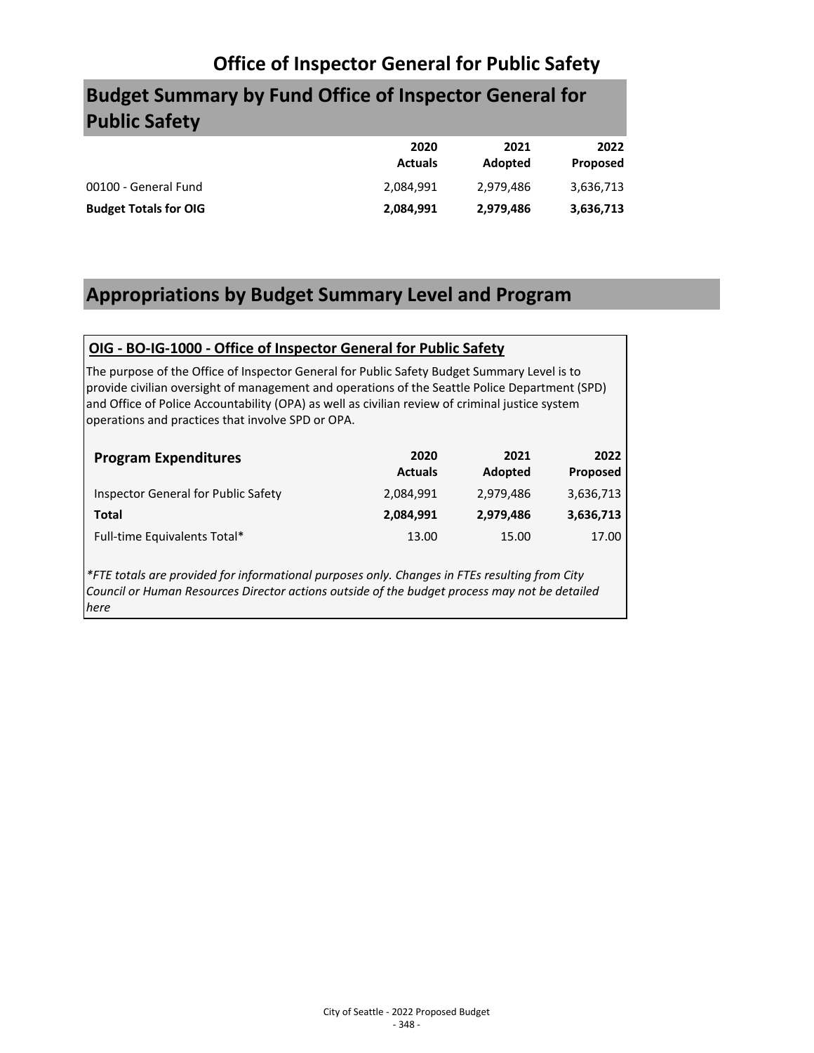# Office of Inspector General for Public Safety

## Budget Summary by Fund Office of Inspector General for Public Safety

| | 2020 Actuals | 2021 Adopted | 2022 Proposed |
|---|---|---|---|
| 00100 - General Fund | 2,084,991 | 2,979,486 | 3,636,713 |
| **Budget Totals for OIG** | **2,084,991** | **2,979,486** | **3,636,713** |

## Appropriations by Budget Summary Level and Program

### OIG - BO-IG-1000 - Office of Inspector General for Public Safety

The purpose of the Office of Inspector General for Public Safety Budget Summary Level is to provide civilian oversight of management and operations of the Seattle Police Department (SPD) and Office of Police Accountability (OPA) as well as civilian review of criminal justice system operations and practices that involve SPD or OPA.

| Program Expenditures | 2020 Actuals | 2021 Adopted | 2022 Proposed |
|---|---|---|---|
| Inspector General for Public Safety | 2,084,991 | 2,979,486 | 3,636,713 |
| **Total** | **2,084,991** | **2,979,486** | **3,636,713** |
| Full-time Equivalents Total* | 13.00 | 15.00 | 17.00 |

*\*FTE totals are provided for informational purposes only. Changes in FTEs resulting from City Council or Human Resources Director actions outside of the budget process may not be detailed here*